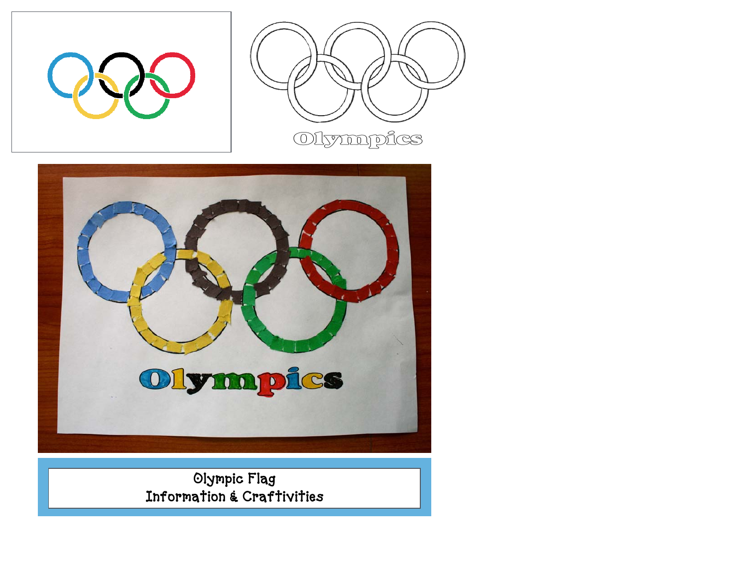Olympics

Olympics

Olympic Flag
Information & Craftivities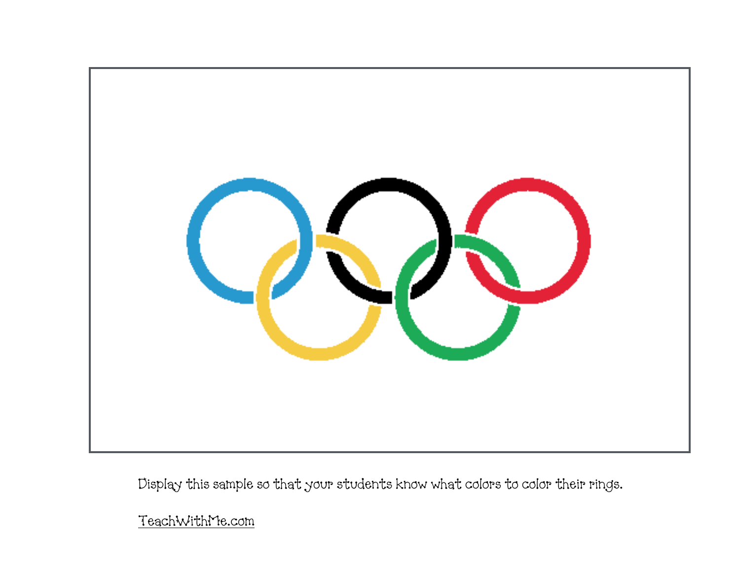Display this sample so that your students know what colors to color their rings.

TeachWithMe.com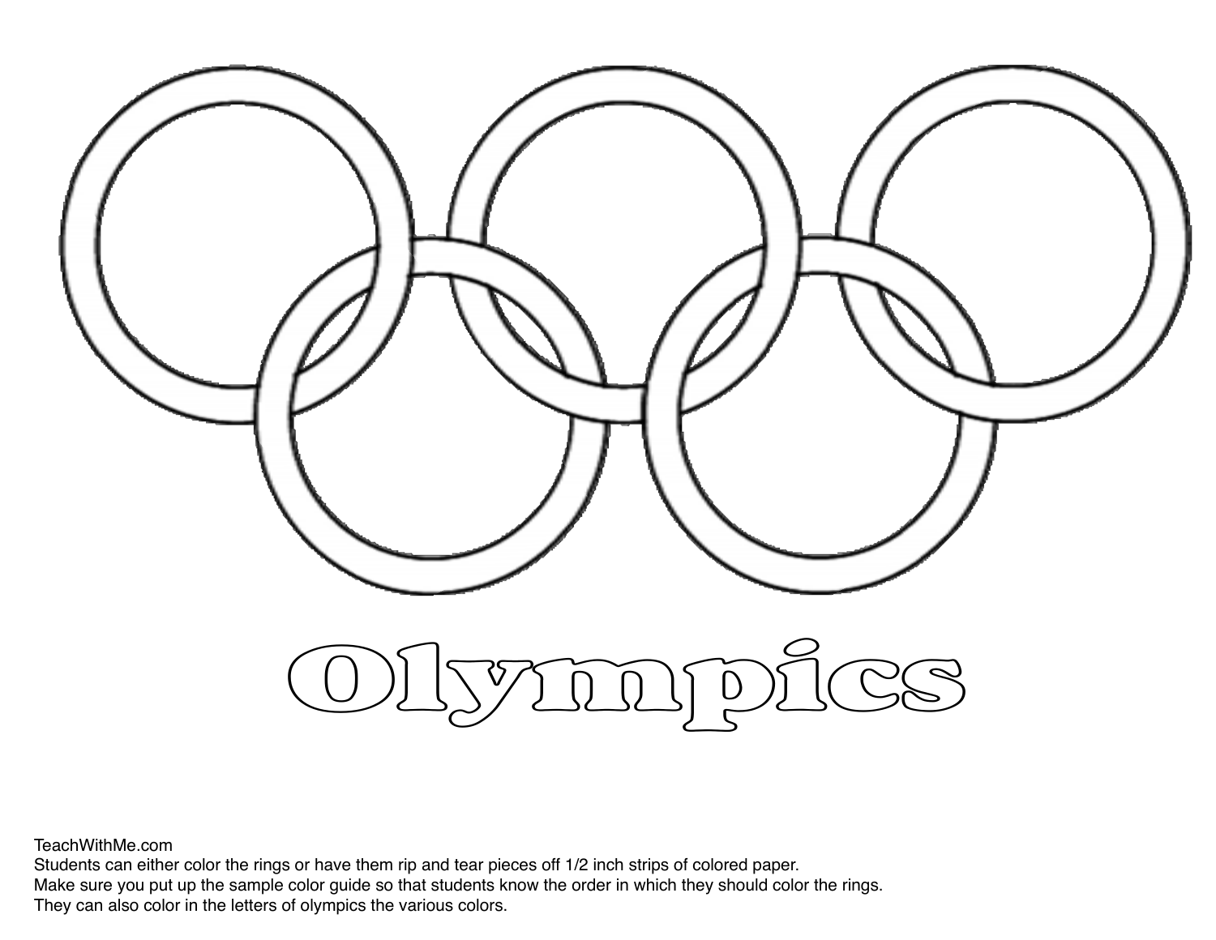# Olympics

TeachWithMe.com
Students can either color the rings or have them rip and tear pieces off 1/2 inch strips of colored paper.
Make sure you put up the sample color guide so that students know the order in which they should color the rings.
They can also color in the letters of olympics the various colors.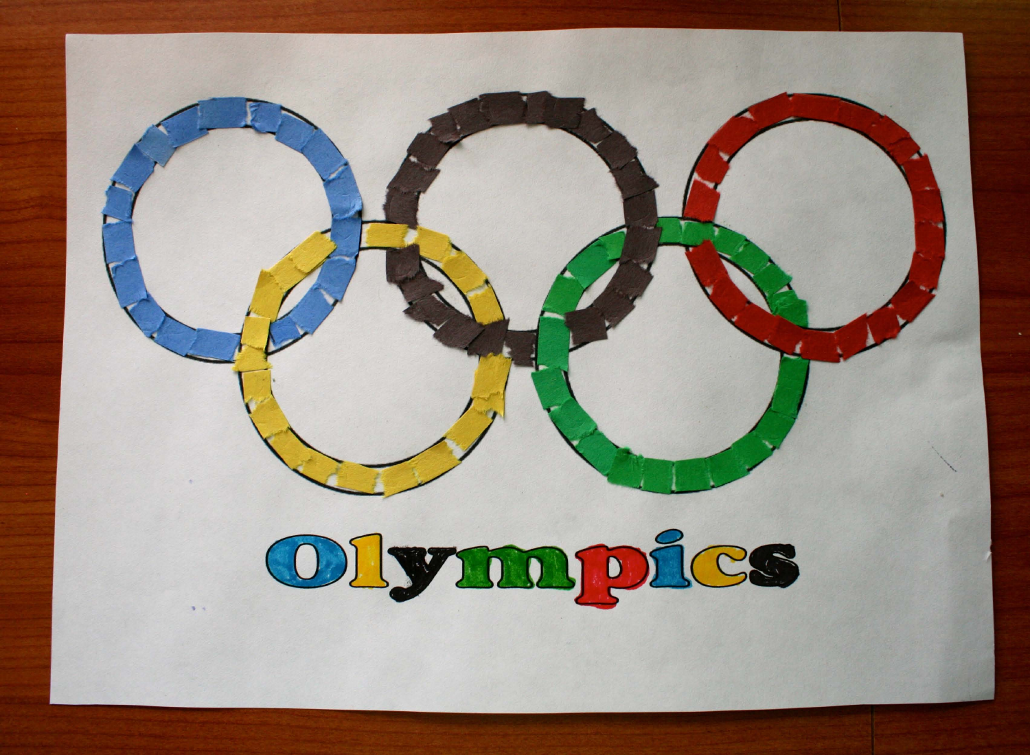Olympics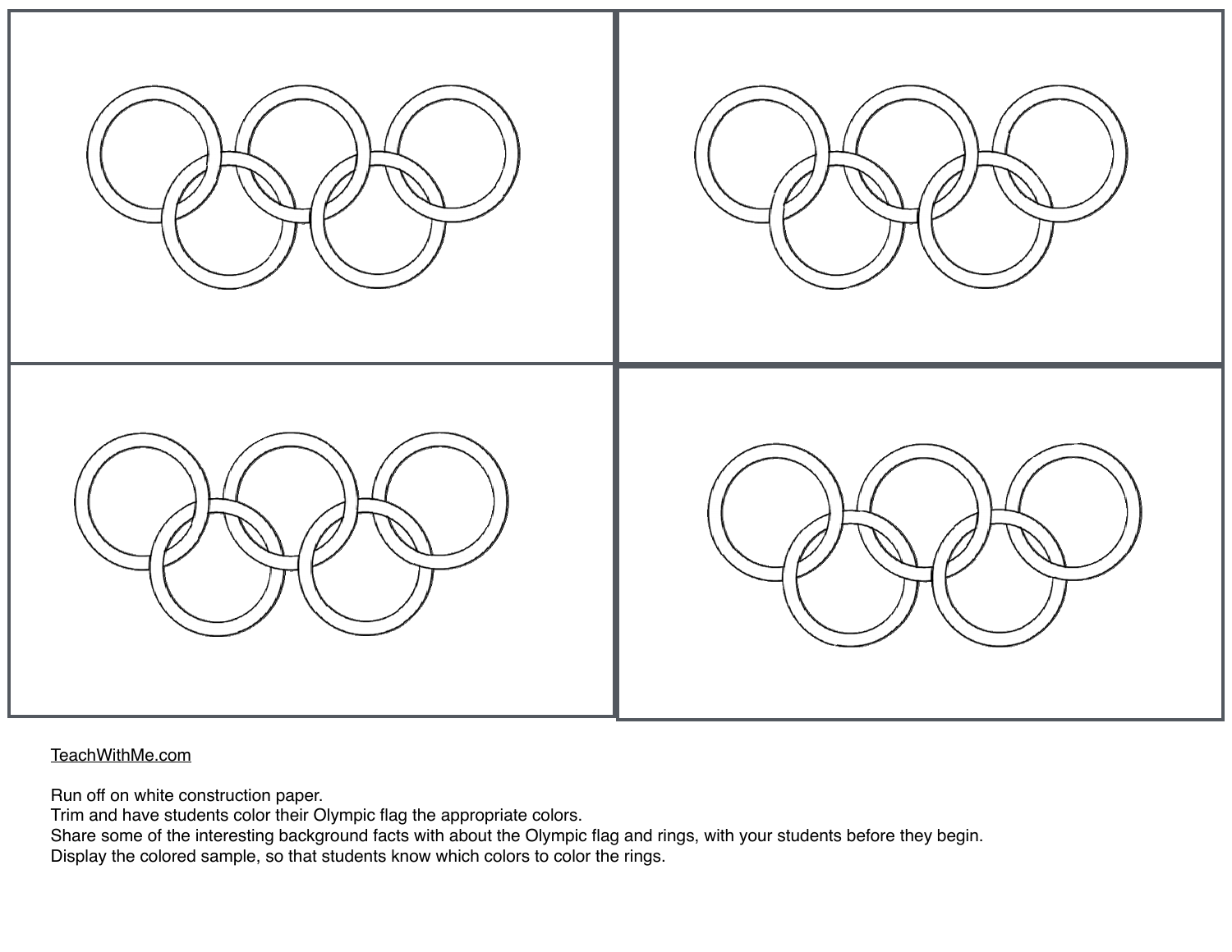TeachWithMe.com

Run off on white construction paper.
Trim and have students color their Olympic flag the appropriate colors.
Share some of the interesting background facts with about the Olympic flag and rings, with your students before they begin.
Display the colored sample, so that students know which colors to color the rings.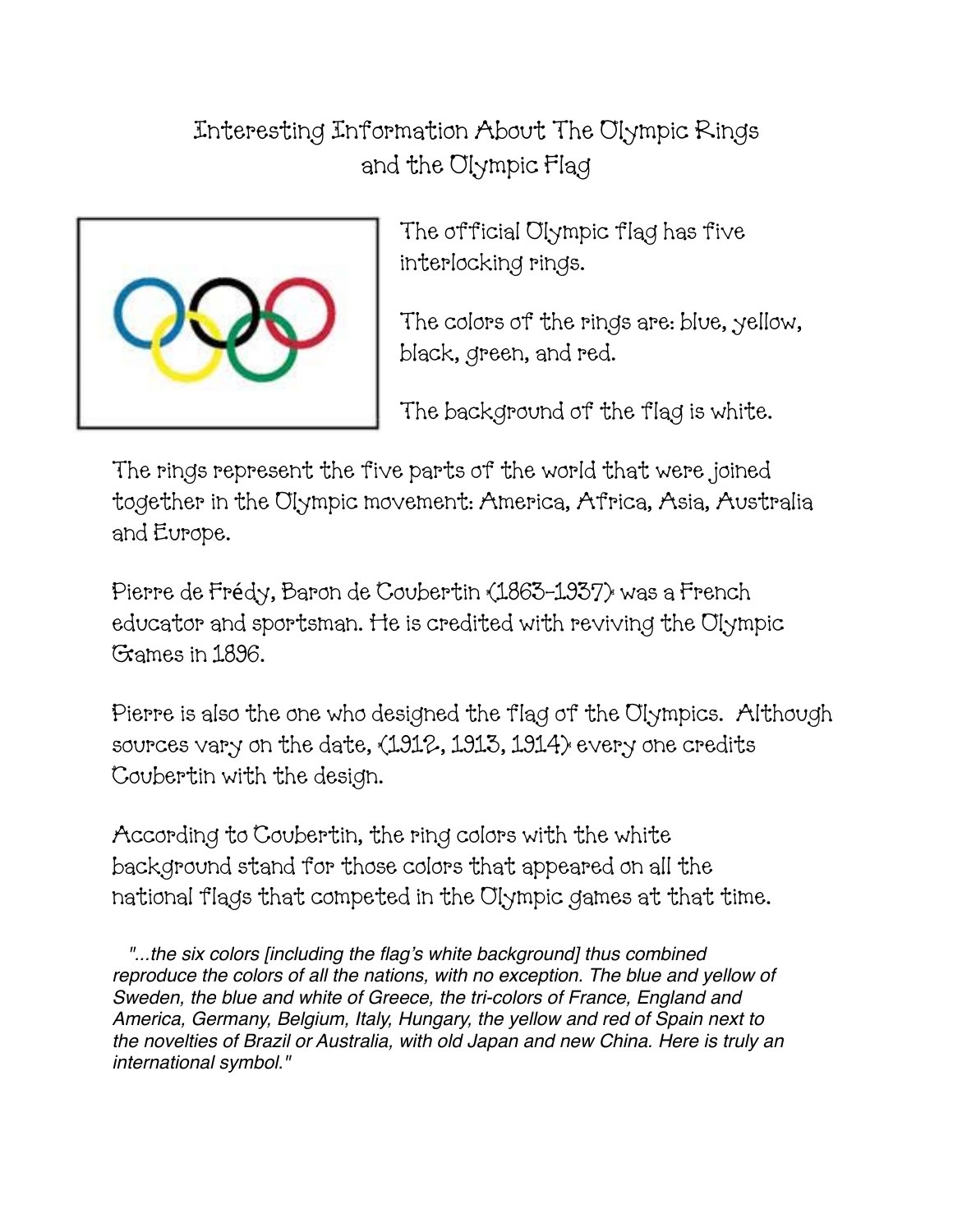# Interesting Information About The Olympic Rings and the Olympic Flag

The official Olympic flag has five interlocking rings.

The colors of the rings are: blue, yellow, black, green, and red.

The background of the flag is white.

The rings represent the five parts of the world that were joined together in the Olympic movement: America, Africa, Asia, Australia and Europe.

Pierre de Frédy, Baron de Coubertin (1863-1937) was a French educator and sportsman. He is credited with reviving the Olympic Games in 1896.

Pierre is also the one who designed the flag of the Olympics. Although sources vary on the date, (1912, 1913, 1914) every one credits Coubertin with the design.

According to Coubertin, the ring colors with the white background stand for those colors that appeared on all the national flags that competed in the Olympic games at that time.

*"...the six colors [including the flag's white background] thus combined reproduce the colors of all the nations, with no exception. The blue and yellow of Sweden, the blue and white of Greece, the tri-colors of France, England and America, Germany, Belgium, Italy, Hungary, the yellow and red of Spain next to the novelties of Brazil or Australia, with old Japan and new China. Here is truly an international symbol."*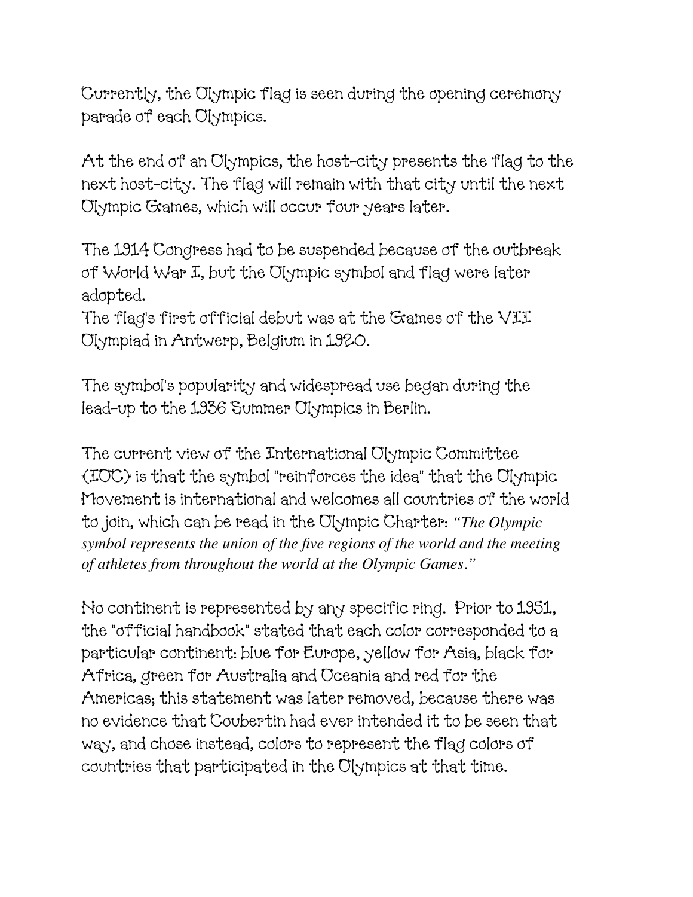Currently, the Olympic flag is seen during the opening ceremony parade of each Olympics.

At the end of an Olympics, the host-city presents the flag to the next host-city. The flag will remain with that city until the next Olympic Games, which will occur four years later.

The 1914 Congress had to be suspended because of the outbreak of World War I, but the Olympic symbol and flag were later adopted.
The flag's first official debut was at the Games of the VII Olympiad in Antwerp, Belgium in 1920.

The symbol's popularity and widespread use began during the lead-up to the 1936 Summer Olympics in Berlin.

The current view of the International Olympic Committee (IOC) is that the symbol "reinforces the idea" that the Olympic Movement is international and welcomes all countries of the world to join, which can be read in the Olympic Charter: *"The Olympic symbol represents the union of the five regions of the world and the meeting of athletes from throughout the world at the Olympic Games."*

No continent is represented by any specific ring. Prior to 1951, the "official handbook" stated that each color corresponded to a particular continent: blue for Europe, yellow for Asia, black for Africa, green for Australia and Oceania and red for the Americas; this statement was later removed, because there was no evidence that Coubertin had ever intended it to be seen that way, and chose instead, colors to represent the flag colors of countries that participated in the Olympics at that time.